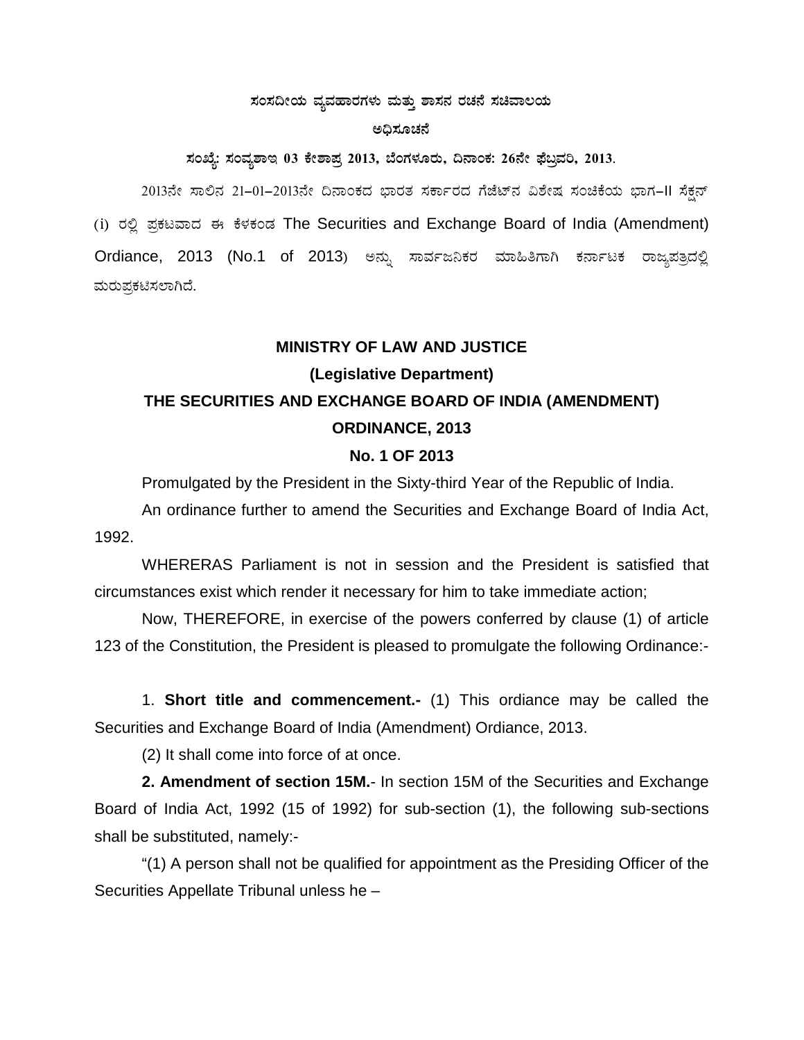**ಸಂಸದೀಯ ವ್ಯವಹಾರಗಳು ಮತ್ತು ಶಾಸನ ರಚನೆ ಸಚಿವಾಲಯ**

**ಅಧಿಸೂಚನೆ**

**ಸಂಖ್ಯೆ: ಸಂವ್ಯಶಾಇ 03 ಕೇಶಾಪ್ರ 2013, ಬೆಂಗಳೂರು, ದಿನಾಂಕ: 26ನೇ ಫೆಬ್ರವರಿ, 2013.**

2013ನೇ ಸಾಲಿನ 21–01–2013ನೇ ದಿನಾಂಕದ ಭಾರತ ಸರ್ಕಾರದ ಗೆಜೆಟ್‌ನ ವಿಶೇಷ ಸಂಚಿಕೆಯ ಭಾಗ–II ಸೆಕ್ಷನ್ (i) ರಲ್ಲಿ ಪ್ರಕಟವಾದ ಈ ಕೆಳಕಂಡ The Securities and Exchange Board of India (Amendment) Ordiance, 2013 (No.1 of 2013) ಅನ್ನು ಸಾರ್ವಜನಿಕರ ಮಾಹಿತಿಗಾಗಿ ಕರ್ನಾಟಕ ರಾಜ್ಯಪತ್ರದಲ್ಲಿ ಮರುಪ್ರಕಟಿಸಲಾಗಿದೆ.

**MINISTRY OF LAW AND JUSTICE**

**(Legislative Department)**

**THE SECURITIES AND EXCHANGE BOARD OF INDIA (AMENDMENT) ORDINANCE, 2013**

**No. 1 OF 2013**

Promulgated by the President in the Sixty-third Year of the Republic of India.

An ordinance further to amend the Securities and Exchange Board of India Act, 1992.

WHERERAS Parliament is not in session and the President is satisfied that circumstances exist which render it necessary for him to take immediate action;

Now, THEREFORE, in exercise of the powers conferred by clause (1) of article 123 of the Constitution, the President is pleased to promulgate the following Ordinance:-

1. **Short title and commencement.-** (1) This ordiance may be called the Securities and Exchange Board of India (Amendment) Ordiance, 2013.

(2) It shall come into force of at once.

**2. Amendment of section 15M.**- In section 15M of the Securities and Exchange Board of India Act, 1992 (15 of 1992) for sub-section (1), the following sub-sections shall be substituted, namely:-

"(1) A person shall not be qualified for appointment as the Presiding Officer of the Securities Appellate Tribunal unless he –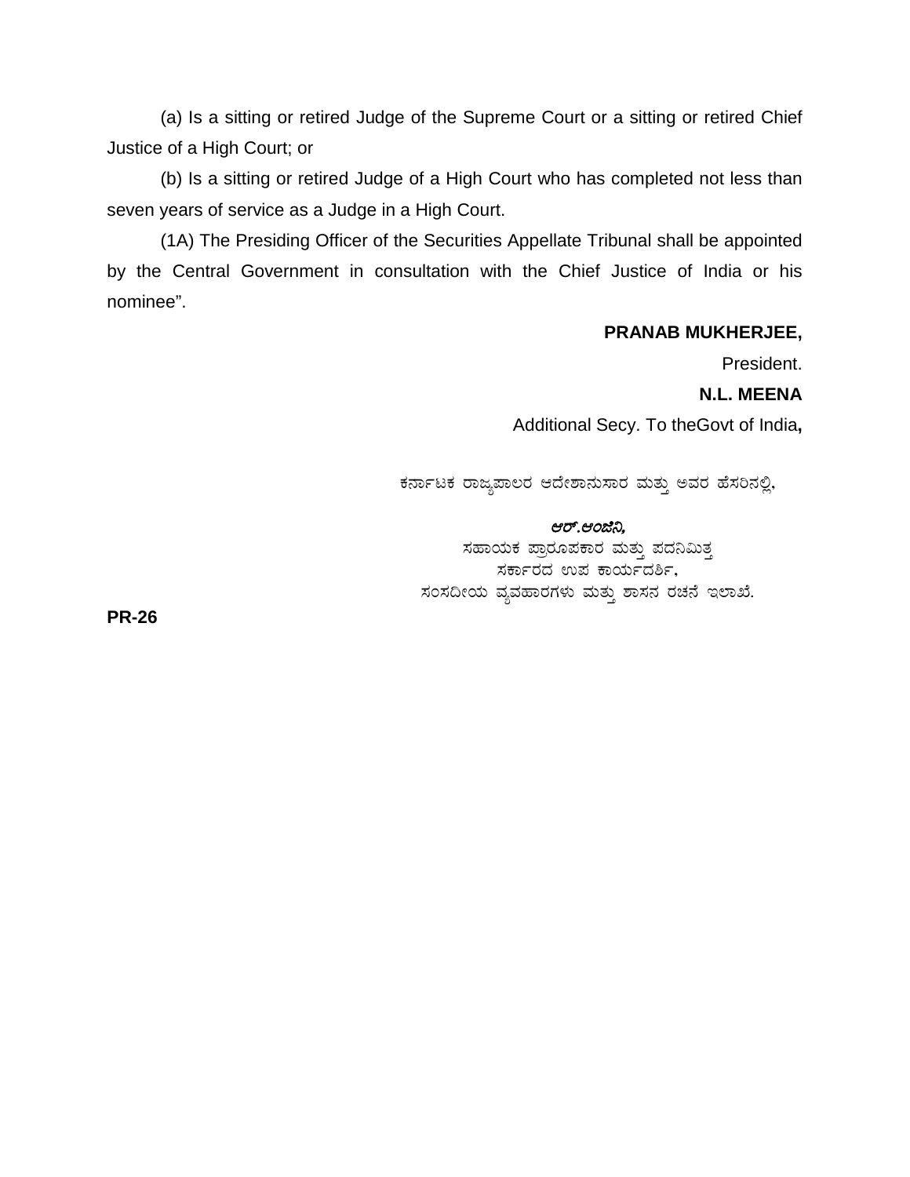(a) Is a sitting or retired Judge of the Supreme Court or a sitting or retired Chief Justice of a High Court; or

(b) Is a sitting or retired Judge of a High Court who has completed not less than seven years of service as a Judge in a High Court.

(1A) The Presiding Officer of the Securities Appellate Tribunal shall be appointed by the Central Government in consultation with the Chief Justice of India or his nominee".

**PRANAB MUKHERJEE,**

President.

**N.L. MEENA**

Additional Secy. To theGovt of India**,**

ಕರ್ನಾಟಕ ರಾಜ್ಯಪಾಲರ ಆದೇಶಾನುಸಾರ ಮತ್ತು ಅವರ ಹೆಸರಿನಲ್ಲಿ,

***ಆರ್.ಆಂಜಿನಿ,***

ಸಹಾಯಕ ಪ್ರಾರೂಪಕಾರ ಮತ್ತು ಪದನಿಮಿತ್ತ
ಸರ್ಕಾರದ ಉಪ ಕಾರ್ಯದರ್ಶಿ,
ಸಂಸದೀಯ ವ್ಯವಹಾರಗಳು ಮತ್ತು ಶಾಸನ ರಚನೆ ಇಲಾಖೆ.

**PR-26**